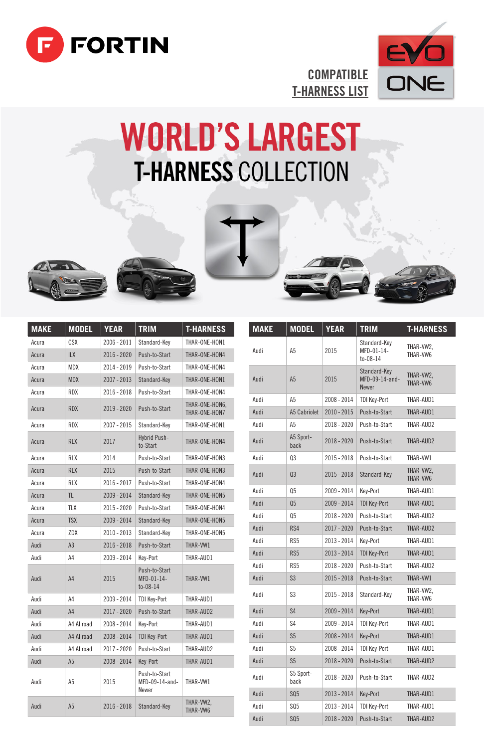# FORTIN

## COMPATIBLE T-HARNESS LIST

EVO ONE

# WORLD'S LARGEST T-HARNESS COLLECTION

| MAKE | MODEL | YEAR | TRIM | T-HARNESS |
|---|---|---|---|---|
| Acura | CSX | 2006 - 2011 | Standard-Key | THAR-ONE-HON1 |
| Acura | ILX | 2016 - 2020 | Push-to-Start | THAR-ONE-HON4 |
| Acura | MDX | 2014 - 2019 | Push-to-Start | THAR-ONE-HON4 |
| Acura | MDX | 2007 - 2013 | Standard-Key | THAR-ONE-HON1 |
| Acura | RDX | 2016 - 2018 | Push-to-Start | THAR-ONE-HON4 |
| Acura | RDX | 2019 - 2020 | Push-to-Start | THAR-ONE-HON6, THAR-ONE-HON7 |
| Acura | RDX | 2007 - 2015 | Standard-Key | THAR-ONE-HON1 |
| Acura | RLX | 2017 | Hybrid Push-to-Start | THAR-ONE-HON4 |
| Acura | RLX | 2014 | Push-to-Start | THAR-ONE-HON3 |
| Acura | RLX | 2015 | Push-to-Start | THAR-ONE-HON3 |
| Acura | RLX | 2016 - 2017 | Push-to-Start | THAR-ONE-HON4 |
| Acura | TL | 2009 - 2014 | Standard-Key | THAR-ONE-HON5 |
| Acura | TLX | 2015 - 2020 | Push-to-Start | THAR-ONE-HON4 |
| Acura | TSX | 2009 - 2014 | Standard-Key | THAR-ONE-HON5 |
| Acura | ZDX | 2010 - 2013 | Standard-Key | THAR-ONE-HON5 |
| Audi | A3 | 2016 - 2018 | Push-to-Start | THAR-VW1 |
| Audi | A4 | 2009 - 2014 | Key-Port | THAR-AUD1 |
| Audi | A4 | 2015 | Push-to-Start MFD-01-14-to-08-14 | THAR-VW1 |
| Audi | A4 | 2009 - 2014 | TDI Key-Port | THAR-AUD1 |
| Audi | A4 | 2017 - 2020 | Push-to-Start | THAR-AUD2 |
| Audi | A4 Allroad | 2008 - 2014 | Key-Port | THAR-AUD1 |
| Audi | A4 Allroad | 2008 - 2014 | TDI Key-Port | THAR-AUD1 |
| Audi | A4 Allroad | 2017 - 2020 | Push-to-Start | THAR-AUD2 |
| Audi | A5 | 2008 - 2014 | Key-Port | THAR-AUD1 |
| Audi | A5 | 2015 | Push-to-Start MFD-09-14-and-Newer | THAR-VW1 |
| Audi | A5 | 2016 - 2018 | Standard-Key | THAR-VW2, THAR-VW6 |
| Audi | A5 | 2015 | Standard-Key MFD-01-14-to-08-14 | THAR-VW2, THAR-VW6 |
| Audi | A5 | 2015 | Standard-Key MFD-09-14-and-Newer | THAR-VW2, THAR-VW6 |
| Audi | A5 | 2008 - 2014 | TDI Key-Port | THAR-AUD1 |
| Audi | A5 Cabriolet | 2010 - 2015 | Push-to-Start | THAR-AUD1 |
| Audi | A5 | 2018 - 2020 | Push-to-Start | THAR-AUD2 |
| Audi | A5 Sport-back | 2018 - 2020 | Push-to-Start | THAR-AUD2 |
| Audi | Q3 | 2015 - 2018 | Push-to-Start | THAR-VW1 |
| Audi | Q3 | 2015 - 2018 | Standard-Key | THAR-VW2, THAR-VW6 |
| Audi | Q5 | 2009 - 2014 | Key-Port | THAR-AUD1 |
| Audi | Q5 | 2009 - 2014 | TDI Key-Port | THAR-AUD1 |
| Audi | Q5 | 2018 - 2020 | Push-to-Start | THAR-AUD2 |
| Audi | RS4 | 2017 - 2020 | Push-to-Start | THAR-AUD2 |
| Audi | RS5 | 2013 - 2014 | Key-Port | THAR-AUD1 |
| Audi | RS5 | 2013 - 2014 | TDI Key-Port | THAR-AUD1 |
| Audi | RS5 | 2018 - 2020 | Push-to-Start | THAR-AUD2 |
| Audi | S3 | 2015 - 2018 | Push-to-Start | THAR-VW1 |
| Audi | S3 | 2015 - 2018 | Standard-Key | THAR-VW2, THAR-VW6 |
| Audi | S4 | 2009 - 2014 | Key-Port | THAR-AUD1 |
| Audi | S4 | 2009 - 2014 | TDI Key-Port | THAR-AUD1 |
| Audi | S5 | 2008 - 2014 | Key-Port | THAR-AUD1 |
| Audi | S5 | 2008 - 2014 | TDI Key-Port | THAR-AUD1 |
| Audi | S5 | 2018 - 2020 | Push-to-Start | THAR-AUD2 |
| Audi | S5 Sport-back | 2018 - 2020 | Push-to-Start | THAR-AUD2 |
| Audi | SQ5 | 2013 - 2014 | Key-Port | THAR-AUD1 |
| Audi | SQ5 | 2013 - 2014 | TDI Key-Port | THAR-AUD1 |
| Audi | SQ5 | 2018 - 2020 | Push-to-Start | THAR-AUD2 |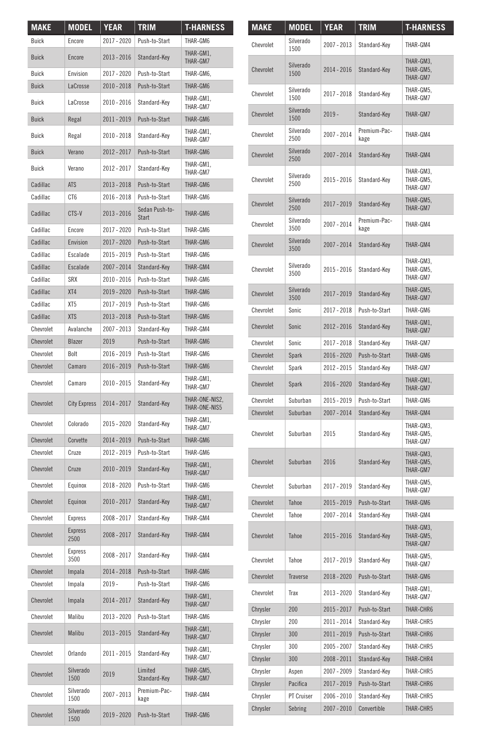| MAKE | MODEL | YEAR | TRIM | T-HARNESS |
|---|---|---|---|---|
| Buick | Encore | 2017 - 2020 | Push-to-Start | THAR-GM6 |
| Buick | Encore | 2013 - 2016 | Standard-Key | THAR-GM1, THAR-GM7 |
| Buick | Envision | 2017 - 2020 | Push-to-Start | THAR-GM6, |
| Buick | LaCrosse | 2010 - 2018 | Push-to-Start | THAR-GM6 |
| Buick | LaCrosse | 2010 - 2016 | Standard-Key | THAR-GM1, THAR-GM7 |
| Buick | Regal | 2011 - 2019 | Push-to-Start | THAR-GM6 |
| Buick | Regal | 2010 - 2018 | Standard-Key | THAR-GM1, THAR-GM7 |
| Buick | Verano | 2012 - 2017 | Push-to-Start | THAR-GM6 |
| Buick | Verano | 2012 - 2017 | Standard-Key | THAR-GM1, THAR-GM7 |
| Cadillac | ATS | 2013 - 2018 | Push-to-Start | THAR-GM6 |
| Cadillac | CT6 | 2016 - 2018 | Push-to-Start | THAR-GM6 |
| Cadillac | CTS-V | 2013 - 2016 | Sedan Push-to-Start | THAR-GM6 |
| Cadillac | Encore | 2017 - 2020 | Push-to-Start | THAR-GM6 |
| Cadillac | Envision | 2017 - 2020 | Push-to-Start | THAR-GM6 |
| Cadillac | Escalade | 2015 - 2019 | Push-to-Start | THAR-GM6 |
| Cadillac | Escalade | 2007 - 2014 | Standard-Key | THAR-GM4 |
| Cadillac | SRX | 2010 - 2016 | Push-to-Start | THAR-GM6 |
| Cadillac | XT4 | 2019 - 2020 | Push-to-Start | THAR-GM6 |
| Cadillac | XT5 | 2017 - 2019 | Push-to-Start | THAR-GM6 |
| Cadillac | XTS | 2013 - 2018 | Push-to-Start | THAR-GM6 |
| Chevrolet | Avalanche | 2007 - 2013 | Standard-Key | THAR-GM4 |
| Chevrolet | Blazer | 2019 | Push-to-Start | THAR-GM6 |
| Chevrolet | Bolt | 2016 - 2019 | Push-to-Start | THAR-GM6 |
| Chevrolet | Camaro | 2016 - 2019 | Push-to-Start | THAR-GM6 |
| Chevrolet | Camaro | 2010 - 2015 | Standard-Key | THAR-GM1, THAR-GM7 |
| Chevrolet | City Express | 2014 - 2017 | Standard-Key | THAR-ONE-NIS2, THAR-ONE-NIS5 |
| Chevrolet | Colorado | 2015 - 2020 | Standard-Key | THAR-GM1, THAR-GM7 |
| Chevrolet | Corvette | 2014 - 2019 | Push-to-Start | THAR-GM6 |
| Chevrolet | Cruze | 2012 - 2019 | Push-to-Start | THAR-GM6 |
| Chevrolet | Cruze | 2010 - 2019 | Standard-Key | THAR-GM1, THAR-GM7 |
| Chevrolet | Equinox | 2018 - 2020 | Push-to-Start | THAR-GM6 |
| Chevrolet | Equinox | 2010 - 2017 | Standard-Key | THAR-GM1, THAR-GM7 |
| Chevrolet | Express | 2008 - 2017 | Standard-Key | THAR-GM4 |
| Chevrolet | Express 2500 | 2008 - 2017 | Standard-Key | THAR-GM4 |
| Chevrolet | Express 3500 | 2008 - 2017 | Standard-Key | THAR-GM4 |
| Chevrolet | Impala | 2014 - 2018 | Push-to-Start | THAR-GM6 |
| Chevrolet | Impala | 2019 - | Push-to-Start | THAR-GM6 |
| Chevrolet | Impala | 2014 - 2017 | Standard-Key | THAR-GM1, THAR-GM7 |
| Chevrolet | Malibu | 2013 - 2020 | Push-to-Start | THAR-GM6 |
| Chevrolet | Malibu | 2013 - 2015 | Standard-Key | THAR-GM1, THAR-GM7 |
| Chevrolet | Orlando | 2011 - 2015 | Standard-Key | THAR-GM1, THAR-GM7 |
| Chevrolet | Silverado 1500 | 2019 | Limited Standard-Key | THAR-GM5, THAR-GM7 |
| Chevrolet | Silverado 1500 | 2007 - 2013 | Premium-Package | THAR-GM4 |
| Chevrolet | Silverado 1500 | 2019 - 2020 | Push-to-Start | THAR-GM6 |
| Chevrolet | Silverado 1500 | 2007 - 2013 | Standard-Key | THAR-GM4 |
| Chevrolet | Silverado 1500 | 2014 - 2016 | Standard-Key | THAR-GM3, THAR-GM5, THAR-GM7 |
| Chevrolet | Silverado 1500 | 2017 - 2018 | Standard-Key | THAR-GM5, THAR-GM7 |
| Chevrolet | Silverado 1500 | 2019 - | Standard-Key | THAR-GM7 |
| Chevrolet | Silverado 2500 | 2007 - 2014 | Premium-Package | THAR-GM4 |
| Chevrolet | Silverado 2500 | 2007 - 2014 | Standard-Key | THAR-GM4 |
| Chevrolet | Silverado 2500 | 2015 - 2016 | Standard-Key | THAR-GM3, THAR-GM5, THAR-GM7 |
| Chevrolet | Silverado 2500 | 2017 - 2019 | Standard-Key | THAR-GM5, THAR-GM7 |
| Chevrolet | Silverado 3500 | 2007 - 2014 | Premium-Package | THAR-GM4 |
| Chevrolet | Silverado 3500 | 2007 - 2014 | Standard-Key | THAR-GM4 |
| Chevrolet | Silverado 3500 | 2015 - 2016 | Standard-Key | THAR-GM3, THAR-GM5, THAR-GM7 |
| Chevrolet | Silverado 3500 | 2017 - 2019 | Standard-Key | THAR-GM5, THAR-GM7 |
| Chevrolet | Sonic | 2017 - 2018 | Push-to-Start | THAR-GM6 |
| Chevrolet | Sonic | 2012 - 2016 | Standard-Key | THAR-GM1, THAR-GM7 |
| Chevrolet | Sonic | 2017 - 2018 | Standard-Key | THAR-GM7 |
| Chevrolet | Spark | 2016 - 2020 | Push-to-Start | THAR-GM6 |
| Chevrolet | Spark | 2012 - 2015 | Standard-Key | THAR-GM7 |
| Chevrolet | Spark | 2016 - 2020 | Standard-Key | THAR-GM1, THAR-GM7 |
| Chevrolet | Suburban | 2015 - 2019 | Push-to-Start | THAR-GM6 |
| Chevrolet | Suburban | 2007 - 2014 | Standard-Key | THAR-GM4 |
| Chevrolet | Suburban | 2015 | Standard-Key | THAR-GM3, THAR-GM5, THAR-GM7 |
| Chevrolet | Suburban | 2016 | Standard-Key | THAR-GM3, THAR-GM5, THAR-GM7 |
| Chevrolet | Suburban | 2017 - 2019 | Standard-Key | THAR-GM5, THAR-GM7 |
| Chevrolet | Tahoe | 2015 - 2019 | Push-to-Start | THAR-GM6 |
| Chevrolet | Tahoe | 2007 - 2014 | Standard-Key | THAR-GM4 |
| Chevrolet | Tahoe | 2015 - 2016 | Standard-Key | THAR-GM3, THAR-GM5, THAR-GM7 |
| Chevrolet | Tahoe | 2017 - 2019 | Standard-Key | THAR-GM5, THAR-GM7 |
| Chevrolet | Traverse | 2018 - 2020 | Push-to-Start | THAR-GM6 |
| Chevrolet | Trax | 2013 - 2020 | Standard-Key | THAR-GM1, THAR-GM7 |
| Chrysler | 200 | 2015 - 2017 | Push-to-Start | THAR-CHR6 |
| Chrysler | 200 | 2011 - 2014 | Standard-Key | THAR-CHR5 |
| Chrysler | 300 | 2011 - 2019 | Push-to-Start | THAR-CHR6 |
| Chrysler | 300 | 2005 - 2007 | Standard-Key | THAR-CHR5 |
| Chrysler | 300 | 2008 - 2011 | Standard-Key | THAR-CHR4 |
| Chrysler | Aspen | 2007 - 2009 | Standard-Key | THAR-CHR5 |
| Chrysler | Pacifica | 2017 - 2019 | Push-to-Start | THAR-CHR6 |
| Chrysler | PT Cruiser | 2006 - 2010 | Standard-Key | THAR-CHR5 |
| Chrysler | Sebring | 2007 - 2010 | Convertible | THAR-CHR5 |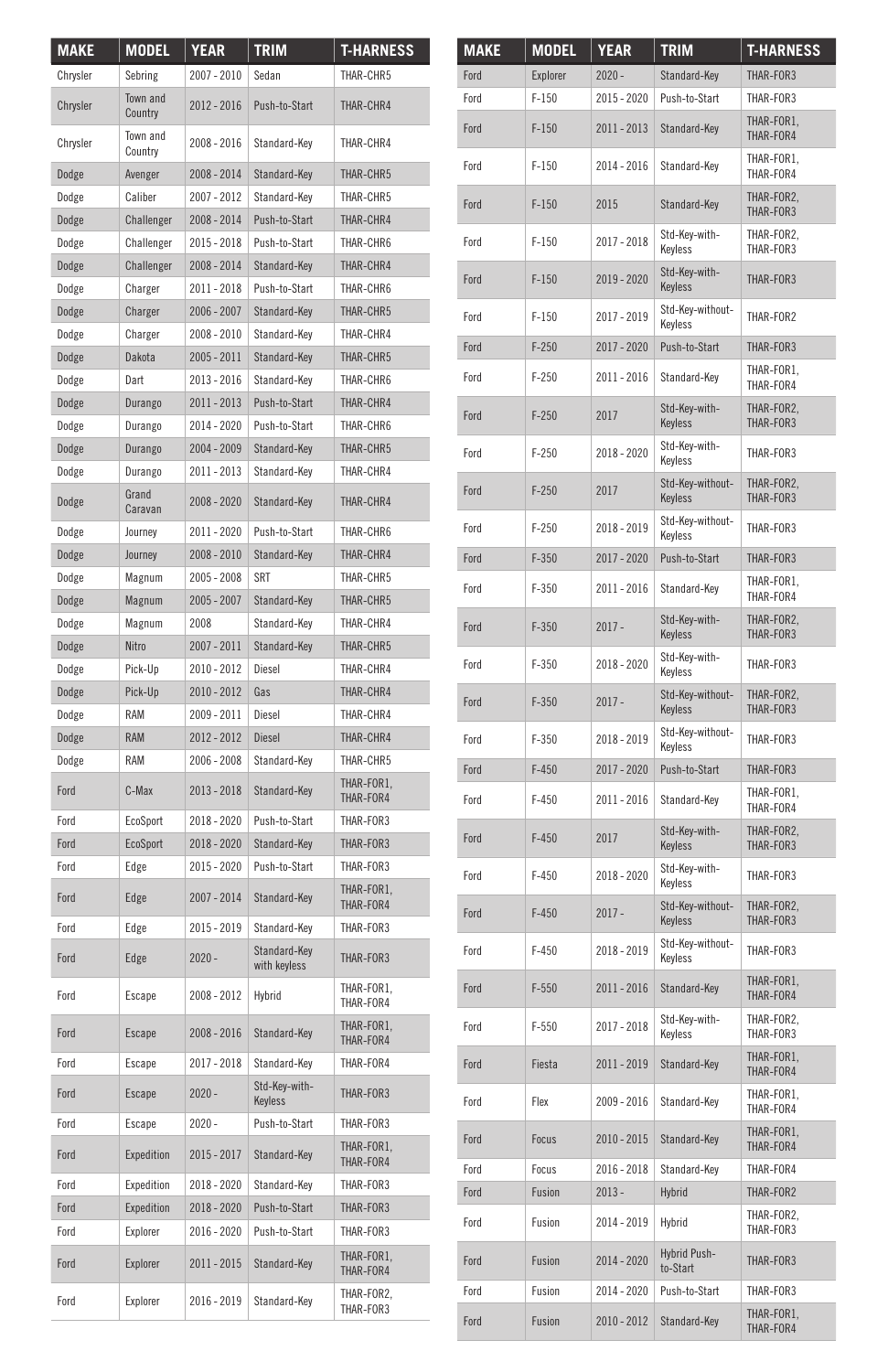| MAKE | MODEL | YEAR | TRIM | T-HARNESS |
|---|---|---|---|---|
| Chrysler | Sebring | 2007 - 2010 | Sedan | THAR-CHR5 |
| Chrysler | Town and Country | 2012 - 2016 | Push-to-Start | THAR-CHR4 |
| Chrysler | Town and Country | 2008 - 2016 | Standard-Key | THAR-CHR4 |
| Dodge | Avenger | 2008 - 2014 | Standard-Key | THAR-CHR5 |
| Dodge | Caliber | 2007 - 2012 | Standard-Key | THAR-CHR5 |
| Dodge | Challenger | 2008 - 2014 | Push-to-Start | THAR-CHR4 |
| Dodge | Challenger | 2015 - 2018 | Push-to-Start | THAR-CHR6 |
| Dodge | Challenger | 2008 - 2014 | Standard-Key | THAR-CHR4 |
| Dodge | Charger | 2011 - 2018 | Push-to-Start | THAR-CHR6 |
| Dodge | Charger | 2006 - 2007 | Standard-Key | THAR-CHR5 |
| Dodge | Charger | 2008 - 2010 | Standard-Key | THAR-CHR4 |
| Dodge | Dakota | 2005 - 2011 | Standard-Key | THAR-CHR5 |
| Dodge | Dart | 2013 - 2016 | Standard-Key | THAR-CHR6 |
| Dodge | Durango | 2011 - 2013 | Push-to-Start | THAR-CHR4 |
| Dodge | Durango | 2014 - 2020 | Push-to-Start | THAR-CHR6 |
| Dodge | Durango | 2004 - 2009 | Standard-Key | THAR-CHR5 |
| Dodge | Durango | 2011 - 2013 | Standard-Key | THAR-CHR4 |
| Dodge | Grand Caravan | 2008 - 2020 | Standard-Key | THAR-CHR4 |
| Dodge | Journey | 2011 - 2020 | Push-to-Start | THAR-CHR6 |
| Dodge | Journey | 2008 - 2010 | Standard-Key | THAR-CHR4 |
| Dodge | Magnum | 2005 - 2008 | SRT | THAR-CHR5 |
| Dodge | Magnum | 2005 - 2007 | Standard-Key | THAR-CHR5 |
| Dodge | Magnum | 2008 | Standard-Key | THAR-CHR4 |
| Dodge | Nitro | 2007 - 2011 | Standard-Key | THAR-CHR5 |
| Dodge | Pick-Up | 2010 - 2012 | Diesel | THAR-CHR4 |
| Dodge | Pick-Up | 2010 - 2012 | Gas | THAR-CHR4 |
| Dodge | RAM | 2009 - 2011 | Diesel | THAR-CHR4 |
| Dodge | RAM | 2012 - 2012 | Diesel | THAR-CHR4 |
| Dodge | RAM | 2006 - 2008 | Standard-Key | THAR-CHR5 |
| Ford | C-Max | 2013 - 2018 | Standard-Key | THAR-FOR1, THAR-FOR4 |
| Ford | EcoSport | 2018 - 2020 | Push-to-Start | THAR-FOR3 |
| Ford | EcoSport | 2018 - 2020 | Standard-Key | THAR-FOR3 |
| Ford | Edge | 2015 - 2020 | Push-to-Start | THAR-FOR3 |
| Ford | Edge | 2007 - 2014 | Standard-Key | THAR-FOR1, THAR-FOR4 |
| Ford | Edge | 2015 - 2019 | Standard-Key | THAR-FOR3 |
| Ford | Edge | 2020 - | Standard-Key with keyless | THAR-FOR3 |
| Ford | Escape | 2008 - 2012 | Hybrid | THAR-FOR1, THAR-FOR4 |
| Ford | Escape | 2008 - 2016 | Standard-Key | THAR-FOR1, THAR-FOR4 |
| Ford | Escape | 2017 - 2018 | Standard-Key | THAR-FOR4 |
| Ford | Escape | 2020 - | Std-Key-with-Keyless | THAR-FOR3 |
| Ford | Escape | 2020 - | Push-to-Start | THAR-FOR3 |
| Ford | Expedition | 2015 - 2017 | Standard-Key | THAR-FOR1, THAR-FOR4 |
| Ford | Expedition | 2018 - 2020 | Standard-Key | THAR-FOR3 |
| Ford | Expedition | 2018 - 2020 | Push-to-Start | THAR-FOR3 |
| Ford | Explorer | 2016 - 2020 | Push-to-Start | THAR-FOR3 |
| Ford | Explorer | 2011 - 2015 | Standard-Key | THAR-FOR1, THAR-FOR4 |
| Ford | Explorer | 2016 - 2019 | Standard-Key | THAR-FOR2, THAR-FOR3 |
| Ford | Explorer | 2020 - | Standard-Key | THAR-FOR3 |
| Ford | F-150 | 2015 - 2020 | Push-to-Start | THAR-FOR3 |
| Ford | F-150 | 2011 - 2013 | Standard-Key | THAR-FOR1, THAR-FOR4 |
| Ford | F-150 | 2014 - 2016 | Standard-Key | THAR-FOR1, THAR-FOR4 |
| Ford | F-150 | 2015 | Standard-Key | THAR-FOR2, THAR-FOR3 |
| Ford | F-150 | 2017 - 2018 | Std-Key-with-Keyless | THAR-FOR2, THAR-FOR3 |
| Ford | F-150 | 2019 - 2020 | Std-Key-with-Keyless | THAR-FOR3 |
| Ford | F-150 | 2017 - 2019 | Std-Key-without-Keyless | THAR-FOR2 |
| Ford | F-250 | 2017 - 2020 | Push-to-Start | THAR-FOR3 |
| Ford | F-250 | 2011 - 2016 | Standard-Key | THAR-FOR1, THAR-FOR4 |
| Ford | F-250 | 2017 | Std-Key-with-Keyless | THAR-FOR2, THAR-FOR3 |
| Ford | F-250 | 2018 - 2020 | Std-Key-with-Keyless | THAR-FOR3 |
| Ford | F-250 | 2017 | Std-Key-without-Keyless | THAR-FOR2, THAR-FOR3 |
| Ford | F-250 | 2018 - 2019 | Std-Key-without-Keyless | THAR-FOR3 |
| Ford | F-350 | 2017 - 2020 | Push-to-Start | THAR-FOR3 |
| Ford | F-350 | 2011 - 2016 | Standard-Key | THAR-FOR1, THAR-FOR4 |
| Ford | F-350 | 2017 - | Std-Key-with-Keyless | THAR-FOR2, THAR-FOR3 |
| Ford | F-350 | 2018 - 2020 | Std-Key-with-Keyless | THAR-FOR3 |
| Ford | F-350 | 2017 - | Std-Key-without-Keyless | THAR-FOR2, THAR-FOR3 |
| Ford | F-350 | 2018 - 2019 | Std-Key-without-Keyless | THAR-FOR3 |
| Ford | F-450 | 2017 - 2020 | Push-to-Start | THAR-FOR3 |
| Ford | F-450 | 2011 - 2016 | Standard-Key | THAR-FOR1, THAR-FOR4 |
| Ford | F-450 | 2017 | Std-Key-with-Keyless | THAR-FOR2, THAR-FOR3 |
| Ford | F-450 | 2018 - 2020 | Std-Key-with-Keyless | THAR-FOR3 |
| Ford | F-450 | 2017 - | Std-Key-without-Keyless | THAR-FOR2, THAR-FOR3 |
| Ford | F-450 | 2018 - 2019 | Std-Key-without-Keyless | THAR-FOR3 |
| Ford | F-550 | 2011 - 2016 | Standard-Key | THAR-FOR1, THAR-FOR4 |
| Ford | F-550 | 2017 - 2018 | Std-Key-with-Keyless | THAR-FOR2, THAR-FOR3 |
| Ford | Fiesta | 2011 - 2019 | Standard-Key | THAR-FOR1, THAR-FOR4 |
| Ford | Flex | 2009 - 2016 | Standard-Key | THAR-FOR1, THAR-FOR4 |
| Ford | Focus | 2010 - 2015 | Standard-Key | THAR-FOR1, THAR-FOR4 |
| Ford | Focus | 2016 - 2018 | Standard-Key | THAR-FOR4 |
| Ford | Fusion | 2013 - | Hybrid | THAR-FOR2 |
| Ford | Fusion | 2014 - 2019 | Hybrid | THAR-FOR2, THAR-FOR3 |
| Ford | Fusion | 2014 - 2020 | Hybrid Push-to-Start | THAR-FOR3 |
| Ford | Fusion | 2014 - 2020 | Push-to-Start | THAR-FOR3 |
| Ford | Fusion | 2010 - 2012 | Standard-Key | THAR-FOR1, THAR-FOR4 |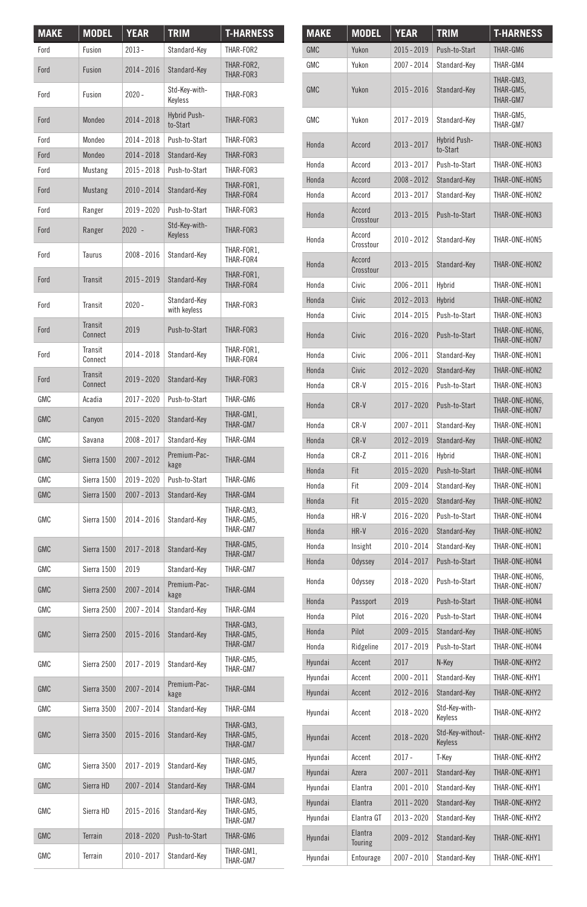| MAKE | MODEL | YEAR | TRIM | T-HARNESS |
|---|---|---|---|---|
| Ford | Fusion | 2013 - | Standard-Key | THAR-FOR2 |
| Ford | Fusion | 2014 - 2016 | Standard-Key | THAR-FOR2, THAR-FOR3 |
| Ford | Fusion | 2020 - | Std-Key-with-Keyless | THAR-FOR3 |
| Ford | Mondeo | 2014 - 2018 | Hybrid Push-to-Start | THAR-FOR3 |
| Ford | Mondeo | 2014 - 2018 | Push-to-Start | THAR-FOR3 |
| Ford | Mondeo | 2014 - 2018 | Standard-Key | THAR-FOR3 |
| Ford | Mustang | 2015 - 2018 | Push-to-Start | THAR-FOR3 |
| Ford | Mustang | 2010 - 2014 | Standard-Key | THAR-FOR1, THAR-FOR4 |
| Ford | Ranger | 2019 - 2020 | Push-to-Start | THAR-FOR3 |
| Ford | Ranger | 2020 - | Std-Key-with-Keyless | THAR-FOR3 |
| Ford | Taurus | 2008 - 2016 | Standard-Key | THAR-FOR1, THAR-FOR4 |
| Ford | Transit | 2015 - 2019 | Standard-Key | THAR-FOR1, THAR-FOR4 |
| Ford | Transit | 2020 - | Standard-Key with keyless | THAR-FOR3 |
| Ford | Transit Connect | 2019 | Push-to-Start | THAR-FOR3 |
| Ford | Transit Connect | 2014 - 2018 | Standard-Key | THAR-FOR1, THAR-FOR4 |
| Ford | Transit Connect | 2019 - 2020 | Standard-Key | THAR-FOR3 |
| GMC | Acadia | 2017 - 2020 | Push-to-Start | THAR-GM6 |
| GMC | Canyon | 2015 - 2020 | Standard-Key | THAR-GM1, THAR-GM7 |
| GMC | Savana | 2008 - 2017 | Standard-Key | THAR-GM4 |
| GMC | Sierra 1500 | 2007 - 2012 | Premium-Package | THAR-GM4 |
| GMC | Sierra 1500 | 2019 - 2020 | Push-to-Start | THAR-GM6 |
| GMC | Sierra 1500 | 2007 - 2013 | Standard-Key | THAR-GM4 |
| GMC | Sierra 1500 | 2014 - 2016 | Standard-Key | THAR-GM3, THAR-GM5, THAR-GM7 |
| GMC | Sierra 1500 | 2017 - 2018 | Standard-Key | THAR-GM5, THAR-GM7 |
| GMC | Sierra 1500 | 2019 | Standard-Key | THAR-GM7 |
| GMC | Sierra 2500 | 2007 - 2014 | Premium-Package | THAR-GM4 |
| GMC | Sierra 2500 | 2007 - 2014 | Standard-Key | THAR-GM4 |
| GMC | Sierra 2500 | 2015 - 2016 | Standard-Key | THAR-GM3, THAR-GM5, THAR-GM7 |
| GMC | Sierra 2500 | 2017 - 2019 | Standard-Key | THAR-GM5, THAR-GM7 |
| GMC | Sierra 3500 | 2007 - 2014 | Premium-Package | THAR-GM4 |
| GMC | Sierra 3500 | 2007 - 2014 | Standard-Key | THAR-GM4 |
| GMC | Sierra 3500 | 2015 - 2016 | Standard-Key | THAR-GM3, THAR-GM5, THAR-GM7 |
| GMC | Sierra 3500 | 2017 - 2019 | Standard-Key | THAR-GM5, THAR-GM7 |
| GMC | Sierra HD | 2007 - 2014 | Standard-Key | THAR-GM4 |
| GMC | Sierra HD | 2015 - 2016 | Standard-Key | THAR-GM3, THAR-GM5, THAR-GM7 |
| GMC | Terrain | 2018 - 2020 | Push-to-Start | THAR-GM6 |
| GMC | Terrain | 2010 - 2017 | Standard-Key | THAR-GM1, THAR-GM7 |

| MAKE | MODEL | YEAR | TRIM | T-HARNESS |
|---|---|---|---|---|
| GMC | Yukon | 2015 - 2019 | Push-to-Start | THAR-GM6 |
| GMC | Yukon | 2007 - 2014 | Standard-Key | THAR-GM4 |
| GMC | Yukon | 2015 - 2016 | Standard-Key | THAR-GM3, THAR-GM5, THAR-GM7 |
| GMC | Yukon | 2017 - 2019 | Standard-Key | THAR-GM5, THAR-GM7 |
| Honda | Accord | 2013 - 2017 | Hybrid Push-to-Start | THAR-ONE-HON3 |
| Honda | Accord | 2013 - 2017 | Push-to-Start | THAR-ONE-HON3 |
| Honda | Accord | 2008 - 2012 | Standard-Key | THAR-ONE-HON5 |
| Honda | Accord | 2013 - 2017 | Standard-Key | THAR-ONE-HON2 |
| Honda | Accord Crosstour | 2013 - 2015 | Push-to-Start | THAR-ONE-HON3 |
| Honda | Accord Crosstour | 2010 - 2012 | Standard-Key | THAR-ONE-HON5 |
| Honda | Accord Crosstour | 2013 - 2015 | Standard-Key | THAR-ONE-HON2 |
| Honda | Civic | 2006 - 2011 | Hybrid | THAR-ONE-HON1 |
| Honda | Civic | 2012 - 2013 | Hybrid | THAR-ONE-HON2 |
| Honda | Civic | 2014 - 2015 | Push-to-Start | THAR-ONE-HON3 |
| Honda | Civic | 2016 - 2020 | Push-to-Start | THAR-ONE-HON6, THAR-ONE-HON7 |
| Honda | Civic | 2006 - 2011 | Standard-Key | THAR-ONE-HON1 |
| Honda | Civic | 2012 - 2020 | Standard-Key | THAR-ONE-HON2 |
| Honda | CR-V | 2015 - 2016 | Push-to-Start | THAR-ONE-HON3 |
| Honda | CR-V | 2017 - 2020 | Push-to-Start | THAR-ONE-HON6, THAR-ONE-HON7 |
| Honda | CR-V | 2007 - 2011 | Standard-Key | THAR-ONE-HON1 |
| Honda | CR-V | 2012 - 2019 | Standard-Key | THAR-ONE-HON2 |
| Honda | CR-Z | 2011 - 2016 | Hybrid | THAR-ONE-HON1 |
| Honda | Fit | 2015 - 2020 | Push-to-Start | THAR-ONE-HON4 |
| Honda | Fit | 2009 - 2014 | Standard-Key | THAR-ONE-HON1 |
| Honda | Fit | 2015 - 2020 | Standard-Key | THAR-ONE-HON2 |
| Honda | HR-V | 2016 - 2020 | Push-to-Start | THAR-ONE-HON4 |
| Honda | HR-V | 2016 - 2020 | Standard-Key | THAR-ONE-HON2 |
| Honda | Insight | 2010 - 2014 | Standard-Key | THAR-ONE-HON1 |
| Honda | Odyssey | 2014 - 2017 | Push-to-Start | THAR-ONE-HON4 |
| Honda | Odyssey | 2018 - 2020 | Push-to-Start | THAR-ONE-HON6, THAR-ONE-HON7 |
| Honda | Passport | 2019 | Push-to-Start | THAR-ONE-HON4 |
| Honda | Pilot | 2016 - 2020 | Push-to-Start | THAR-ONE-HON4 |
| Honda | Pilot | 2009 - 2015 | Standard-Key | THAR-ONE-HON5 |
| Honda | Ridgeline | 2017 - 2019 | Push-to-Start | THAR-ONE-HON4 |
| Hyundai | Accent | 2017 | N-Key | THAR-ONE-KHY2 |
| Hyundai | Accent | 2000 - 2011 | Standard-Key | THAR-ONE-KHY1 |
| Hyundai | Accent | 2012 - 2016 | Standard-Key | THAR-ONE-KHY2 |
| Hyundai | Accent | 2018 - 2020 | Std-Key-with-Keyless | THAR-ONE-KHY2 |
| Hyundai | Accent | 2018 - 2020 | Std-Key-without-Keyless | THAR-ONE-KHY2 |
| Hyundai | Accent | 2017 - | T-Key | THAR-ONE-KHY2 |
| Hyundai | Azera | 2007 - 2011 | Standard-Key | THAR-ONE-KHY1 |
| Hyundai | Elantra | 2001 - 2010 | Standard-Key | THAR-ONE-KHY1 |
| Hyundai | Elantra | 2011 - 2020 | Standard-Key | THAR-ONE-KHY2 |
| Hyundai | Elantra GT | 2013 - 2020 | Standard-Key | THAR-ONE-KHY2 |
| Hyundai | Elantra Touring | 2009 - 2012 | Standard-Key | THAR-ONE-KHY1 |
| Hyundai | Entourage | 2007 - 2010 | Standard-Key | THAR-ONE-KHY1 |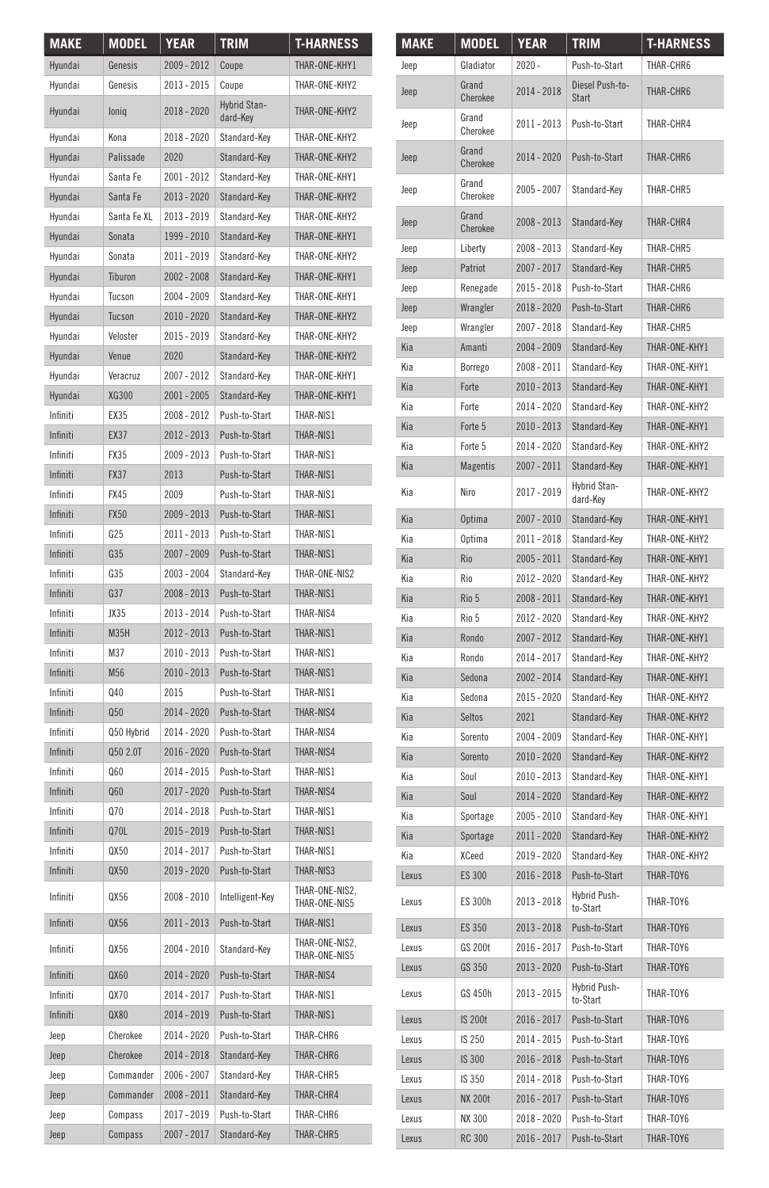| MAKE | MODEL | YEAR | TRIM | T-HARNESS |
|---|---|---|---|---|
| Hyundai | Genesis | 2009 - 2012 | Coupe | THAR-ONE-KHY1 |
| Hyundai | Genesis | 2013 - 2015 | Coupe | THAR-ONE-KHY2 |
| Hyundai | Ioniq | 2018 - 2020 | Hybrid Stan-dard-Key | THAR-ONE-KHY2 |
| Hyundai | Kona | 2018 - 2020 | Standard-Key | THAR-ONE-KHY2 |
| Hyundai | Palissade | 2020 | Standard-Key | THAR-ONE-KHY2 |
| Hyundai | Santa Fe | 2001 - 2012 | Standard-Key | THAR-ONE-KHY1 |
| Hyundai | Santa Fe | 2013 - 2020 | Standard-Key | THAR-ONE-KHY2 |
| Hyundai | Santa Fe XL | 2013 - 2019 | Standard-Key | THAR-ONE-KHY2 |
| Hyundai | Sonata | 1999 - 2010 | Standard-Key | THAR-ONE-KHY1 |
| Hyundai | Sonata | 2011 - 2019 | Standard-Key | THAR-ONE-KHY2 |
| Hyundai | Tiburon | 2002 - 2008 | Standard-Key | THAR-ONE-KHY1 |
| Hyundai | Tucson | 2004 - 2009 | Standard-Key | THAR-ONE-KHY1 |
| Hyundai | Tucson | 2010 - 2020 | Standard-Key | THAR-ONE-KHY2 |
| Hyundai | Veloster | 2015 - 2019 | Standard-Key | THAR-ONE-KHY2 |
| Hyundai | Venue | 2020 | Standard-Key | THAR-ONE-KHY2 |
| Hyundai | Veracruz | 2007 - 2012 | Standard-Key | THAR-ONE-KHY1 |
| Hyundai | XG300 | 2001 - 2005 | Standard-Key | THAR-ONE-KHY1 |
| Infiniti | EX35 | 2008 - 2012 | Push-to-Start | THAR-NIS1 |
| Infiniti | EX37 | 2012 - 2013 | Push-to-Start | THAR-NIS1 |
| Infiniti | FX35 | 2009 - 2013 | Push-to-Start | THAR-NIS1 |
| Infiniti | FX37 | 2013 | Push-to-Start | THAR-NIS1 |
| Infiniti | FX45 | 2009 | Push-to-Start | THAR-NIS1 |
| Infiniti | FX50 | 2009 - 2013 | Push-to-Start | THAR-NIS1 |
| Infiniti | G25 | 2011 - 2013 | Push-to-Start | THAR-NIS1 |
| Infiniti | G35 | 2007 - 2009 | Push-to-Start | THAR-NIS1 |
| Infiniti | G35 | 2003 - 2004 | Standard-Key | THAR-ONE-NIS2 |
| Infiniti | G37 | 2008 - 2013 | Push-to-Start | THAR-NIS1 |
| Infiniti | JX35 | 2013 - 2014 | Push-to-Start | THAR-NIS4 |
| Infiniti | M35H | 2012 - 2013 | Push-to-Start | THAR-NIS1 |
| Infiniti | M37 | 2010 - 2013 | Push-to-Start | THAR-NIS1 |
| Infiniti | M56 | 2010 - 2013 | Push-to-Start | THAR-NIS1 |
| Infiniti | Q40 | 2015 | Push-to-Start | THAR-NIS1 |
| Infiniti | Q50 | 2014 - 2020 | Push-to-Start | THAR-NIS4 |
| Infiniti | Q50 Hybrid | 2014 - 2020 | Push-to-Start | THAR-NIS4 |
| Infiniti | Q50 2.0T | 2016 - 2020 | Push-to-Start | THAR-NIS4 |
| Infiniti | Q60 | 2014 - 2015 | Push-to-Start | THAR-NIS1 |
| Infiniti | Q60 | 2017 - 2020 | Push-to-Start | THAR-NIS4 |
| Infiniti | Q70 | 2014 - 2018 | Push-to-Start | THAR-NIS1 |
| Infiniti | Q70L | 2015 - 2019 | Push-to-Start | THAR-NIS1 |
| Infiniti | QX50 | 2014 - 2017 | Push-to-Start | THAR-NIS1 |
| Infiniti | QX50 | 2019 - 2020 | Push-to-Start | THAR-NIS3 |
| Infiniti | QX56 | 2008 - 2010 | Intelligent-Key | THAR-ONE-NIS2, THAR-ONE-NIS5 |
| Infiniti | QX56 | 2011 - 2013 | Push-to-Start | THAR-NIS1 |
| Infiniti | QX56 | 2004 - 2010 | Standard-Key | THAR-ONE-NIS2, THAR-ONE-NIS5 |
| Infiniti | QX60 | 2014 - 2020 | Push-to-Start | THAR-NIS4 |
| Infiniti | QX70 | 2014 - 2017 | Push-to-Start | THAR-NIS1 |
| Infiniti | QX80 | 2014 - 2019 | Push-to-Start | THAR-NIS1 |
| Jeep | Cherokee | 2014 - 2020 | Push-to-Start | THAR-CHR6 |
| Jeep | Cherokee | 2014 - 2018 | Standard-Key | THAR-CHR6 |
| Jeep | Commander | 2006 - 2007 | Standard-Key | THAR-CHR5 |
| Jeep | Commander | 2008 - 2011 | Standard-Key | THAR-CHR4 |
| Jeep | Compass | 2017 - 2019 | Push-to-Start | THAR-CHR6 |
| Jeep | Compass | 2007 - 2017 | Standard-Key | THAR-CHR5 |
| Jeep | Gladiator | 2020 - | Push-to-Start | THAR-CHR6 |
| Jeep | Grand Cherokee | 2014 - 2018 | Diesel Push-to-Start | THAR-CHR6 |
| Jeep | Grand Cherokee | 2011 - 2013 | Push-to-Start | THAR-CHR4 |
| Jeep | Grand Cherokee | 2014 - 2020 | Push-to-Start | THAR-CHR6 |
| Jeep | Grand Cherokee | 2005 - 2007 | Standard-Key | THAR-CHR5 |
| Jeep | Grand Cherokee | 2008 - 2013 | Standard-Key | THAR-CHR4 |
| Jeep | Liberty | 2008 - 2013 | Standard-Key | THAR-CHR5 |
| Jeep | Patriot | 2007 - 2017 | Standard-Key | THAR-CHR5 |
| Jeep | Renegade | 2015 - 2018 | Push-to-Start | THAR-CHR6 |
| Jeep | Wrangler | 2018 - 2020 | Push-to-Start | THAR-CHR6 |
| Jeep | Wrangler | 2007 - 2018 | Standard-Key | THAR-CHR5 |
| Kia | Amanti | 2004 - 2009 | Standard-Key | THAR-ONE-KHY1 |
| Kia | Borrego | 2008 - 2011 | Standard-Key | THAR-ONE-KHY1 |
| Kia | Forte | 2010 - 2013 | Standard-Key | THAR-ONE-KHY1 |
| Kia | Forte | 2014 - 2020 | Standard-Key | THAR-ONE-KHY2 |
| Kia | Forte 5 | 2010 - 2013 | Standard-Key | THAR-ONE-KHY1 |
| Kia | Forte 5 | 2014 - 2020 | Standard-Key | THAR-ONE-KHY2 |
| Kia | Magentis | 2007 - 2011 | Standard-Key | THAR-ONE-KHY1 |
| Kia | Niro | 2017 - 2019 | Hybrid Stan-dard-Key | THAR-ONE-KHY2 |
| Kia | Optima | 2007 - 2010 | Standard-Key | THAR-ONE-KHY1 |
| Kia | Optima | 2011 - 2018 | Standard-Key | THAR-ONE-KHY2 |
| Kia | Rio | 2005 - 2011 | Standard-Key | THAR-ONE-KHY1 |
| Kia | Rio | 2012 - 2020 | Standard-Key | THAR-ONE-KHY2 |
| Kia | Rio 5 | 2008 - 2011 | Standard-Key | THAR-ONE-KHY1 |
| Kia | Rio 5 | 2012 - 2020 | Standard-Key | THAR-ONE-KHY2 |
| Kia | Rondo | 2007 - 2012 | Standard-Key | THAR-ONE-KHY1 |
| Kia | Rondo | 2014 - 2017 | Standard-Key | THAR-ONE-KHY2 |
| Kia | Sedona | 2002 - 2014 | Standard-Key | THAR-ONE-KHY1 |
| Kia | Sedona | 2015 - 2020 | Standard-Key | THAR-ONE-KHY2 |
| Kia | Seltos | 2021 | Standard-Key | THAR-ONE-KHY2 |
| Kia | Sorento | 2004 - 2009 | Standard-Key | THAR-ONE-KHY1 |
| Kia | Sorento | 2010 - 2020 | Standard-Key | THAR-ONE-KHY2 |
| Kia | Soul | 2010 - 2013 | Standard-Key | THAR-ONE-KHY1 |
| Kia | Soul | 2014 - 2020 | Standard-Key | THAR-ONE-KHY2 |
| Kia | Sportage | 2005 - 2010 | Standard-Key | THAR-ONE-KHY1 |
| Kia | Sportage | 2011 - 2020 | Standard-Key | THAR-ONE-KHY2 |
| Kia | XCeed | 2019 - 2020 | Standard-Key | THAR-ONE-KHY2 |
| Lexus | ES 300 | 2016 - 2018 | Push-to-Start | THAR-TOY6 |
| Lexus | ES 300h | 2013 - 2018 | Hybrid Push-to-Start | THAR-TOY6 |
| Lexus | ES 350 | 2013 - 2018 | Push-to-Start | THAR-TOY6 |
| Lexus | GS 200t | 2016 - 2017 | Push-to-Start | THAR-TOY6 |
| Lexus | GS 350 | 2013 - 2020 | Push-to-Start | THAR-TOY6 |
| Lexus | GS 450h | 2013 - 2015 | Hybrid Push-to-Start | THAR-TOY6 |
| Lexus | IS 200t | 2016 - 2017 | Push-to-Start | THAR-TOY6 |
| Lexus | IS 250 | 2014 - 2015 | Push-to-Start | THAR-TOY6 |
| Lexus | IS 300 | 2016 - 2018 | Push-to-Start | THAR-TOY6 |
| Lexus | IS 350 | 2014 - 2018 | Push-to-Start | THAR-TOY6 |
| Lexus | NX 200t | 2016 - 2017 | Push-to-Start | THAR-TOY6 |
| Lexus | NX 300 | 2018 - 2020 | Push-to-Start | THAR-TOY6 |
| Lexus | RC 300 | 2016 - 2017 | Push-to-Start | THAR-TOY6 |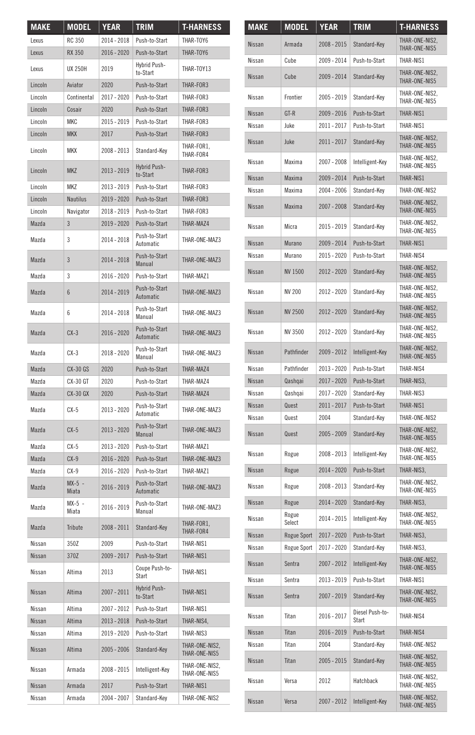| MAKE | MODEL | YEAR | TRIM | T-HARNESS |
|---|---|---|---|---|
| Lexus | RC 350 | 2014 - 2018 | Push-to-Start | THAR-TOY6 |
| Lexus | RX 350 | 2016 - 2020 | Push-to-Start | THAR-TOY6 |
| Lexus | UX 250H | 2019 | Hybrid Push-to-Start | THAR-TOY13 |
| Lincoln | Aviator | 2020 | Push-to-Start | THAR-FOR3 |
| Lincoln | Continental | 2017 - 2020 | Push-to-Start | THAR-FOR3 |
| Lincoln | Cosair | 2020 | Push-to-Start | THAR-FOR3 |
| Lincoln | MKC | 2015 - 2019 | Push-to-Start | THAR-FOR3 |
| Lincoln | MKX | 2017 | Push-to-Start | THAR-FOR3 |
| Lincoln | MKX | 2008 - 2013 | Standard-Key | THAR-FOR1, THAR-FOR4 |
| Lincoln | MKZ | 2013 - 2019 | Hybrid Push-to-Start | THAR-FOR3 |
| Lincoln | MKZ | 2013 - 2019 | Push-to-Start | THAR-FOR3 |
| Lincoln | Nautilus | 2019 - 2020 | Push-to-Start | THAR-FOR3 |
| Lincoln | Navigator | 2018 - 2019 | Push-to-Start | THAR-FOR3 |
| Mazda | 3 | 2019 - 2020 | Push-to-Start | THAR-MAZ4 |
| Mazda | 3 | 2014 - 2018 | Push-to-Start Automatic | THAR-ONE-MAZ3 |
| Mazda | 3 | 2014 - 2018 | Push-to-Start Manual | THAR-ONE-MAZ3 |
| Mazda | 3 | 2016 - 2020 | Push-to-Start | THAR-MAZ1 |
| Mazda | 6 | 2014 - 2019 | Push-to-Start Automatic | THAR-ONE-MAZ3 |
| Mazda | 6 | 2014 - 2018 | Push-to-Start Manual | THAR-ONE-MAZ3 |
| Mazda | CX-3 | 2016 - 2020 | Push-to-Start Automatic | THAR-ONE-MAZ3 |
| Mazda | CX-3 | 2018 - 2020 | Push-to-Start Manual | THAR-ONE-MAZ3 |
| Mazda | CX-30 GS | 2020 | Push-to-Start | THAR-MAZ4 |
| Mazda | CX-30 GT | 2020 | Push-to-Start | THAR-MAZ4 |
| Mazda | CX-30 GX | 2020 | Push-to-Start | THAR-MAZ4 |
| Mazda | CX-5 | 2013 - 2020 | Push-to-Start Automatic | THAR-ONE-MAZ3 |
| Mazda | CX-5 | 2013 - 2020 | Push-to-Start Manual | THAR-ONE-MAZ3 |
| Mazda | CX-5 | 2013 - 2020 | Push-to-Start | THAR-MAZ1 |
| Mazda | CX-9 | 2016 - 2020 | Push-to-Start | THAR-ONE-MAZ3 |
| Mazda | CX-9 | 2016 - 2020 | Push-to-Start | THAR-MAZ1 |
| Mazda | MX-5 - Miata | 2016 - 2019 | Push-to-Start Automatic | THAR-ONE-MAZ3 |
| Mazda | MX-5 - Miata | 2016 - 2019 | Push-to-Start Manual | THAR-ONE-MAZ3 |
| Mazda | Tribute | 2008 - 2011 | Standard-Key | THAR-FOR1, THAR-FOR4 |
| Nissan | 350Z | 2009 | Push-to-Start | THAR-NIS1 |
| Nissan | 370Z | 2009 - 2017 | Push-to-Start | THAR-NIS1 |
| Nissan | Altima | 2013 | Coupe Push-to-Start | THAR-NIS1 |
| Nissan | Altima | 2007 - 2011 | Hybrid Push-to-Start | THAR-NIS1 |
| Nissan | Altima | 2007 - 2012 | Push-to-Start | THAR-NIS1 |
| Nissan | Altima | 2013 - 2018 | Push-to-Start | THAR-NIS4, |
| Nissan | Altima | 2019 - 2020 | Push-to-Start | THAR-NIS3 |
| Nissan | Altima | 2005 - 2006 | Standard-Key | THAR-ONE-NIS2, THAR-ONE-NIS5 |
| Nissan | Armada | 2008 - 2015 | Intelligent-Key | THAR-ONE-NIS2, THAR-ONE-NIS5 |
| Nissan | Armada | 2017 | Push-to-Start | THAR-NIS1 |
| Nissan | Armada | 2004 - 2007 | Standard-Key | THAR-ONE-NIS2 |
| Nissan | Armada | 2008 - 2015 | Standard-Key | THAR-ONE-NIS2, THAR-ONE-NIS5 |
| Nissan | Cube | 2009 - 2014 | Push-to-Start | THAR-NIS1 |
| Nissan | Cube | 2009 - 2014 | Standard-Key | THAR-ONE-NIS2, THAR-ONE-NIS5 |
| Nissan | Frontier | 2005 - 2019 | Standard-Key | THAR-ONE-NIS2, THAR-ONE-NIS5 |
| Nissan | GT-R | 2009 - 2016 | Push-to-Start | THAR-NIS1 |
| Nissan | Juke | 2011 - 2017 | Push-to-Start | THAR-NIS1 |
| Nissan | Juke | 2011 - 2017 | Standard-Key | THAR-ONE-NIS2, THAR-ONE-NIS5 |
| Nissan | Maxima | 2007 - 2008 | Intelligent-Key | THAR-ONE-NIS2, THAR-ONE-NIS5 |
| Nissan | Maxima | 2009 - 2014 | Push-to-Start | THAR-NIS1 |
| Nissan | Maxima | 2004 - 2006 | Standard-Key | THAR-ONE-NIS2 |
| Nissan | Maxima | 2007 - 2008 | Standard-Key | THAR-ONE-NIS2, THAR-ONE-NIS5 |
| Nissan | Micra | 2015 - 2019 | Standard-Key | THAR-ONE-NIS2, THAR-ONE-NIS5 |
| Nissan | Murano | 2009 - 2014 | Push-to-Start | THAR-NIS1 |
| Nissan | Murano | 2015 - 2020 | Push-to-Start | THAR-NIS4 |
| Nissan | NV 1500 | 2012 - 2020 | Standard-Key | THAR-ONE-NIS2, THAR-ONE-NIS5 |
| Nissan | NV 200 | 2012 - 2020 | Standard-Key | THAR-ONE-NIS2, THAR-ONE-NIS5 |
| Nissan | NV 2500 | 2012 - 2020 | Standard-Key | THAR-ONE-NIS2, THAR-ONE-NIS5 |
| Nissan | NV 3500 | 2012 - 2020 | Standard-Key | THAR-ONE-NIS2, THAR-ONE-NIS5 |
| Nissan | Pathfinder | 2009 - 2012 | Intelligent-Key | THAR-ONE-NIS2, THAR-ONE-NIS5 |
| Nissan | Pathfinder | 2013 - 2020 | Push-to-Start | THAR-NIS4 |
| Nissan | Qashqai | 2017 - 2020 | Push-to-Start | THAR-NIS3, |
| Nissan | Qashqai | 2017 - 2020 | Standard-Key | THAR-NIS3 |
| Nissan | Quest | 2011 - 2017 | Push-to-Start | THAR-NIS1 |
| Nissan | Quest | 2004 | Standard-Key | THAR-ONE-NIS2 |
| Nissan | Quest | 2005 - 2009 | Standard-Key | THAR-ONE-NIS2, THAR-ONE-NIS5 |
| Nissan | Rogue | 2008 - 2013 | Intelligent-Key | THAR-ONE-NIS2, THAR-ONE-NIS5 |
| Nissan | Rogue | 2014 - 2020 | Push-to-Start | THAR-NIS3, |
| Nissan | Rogue | 2008 - 2013 | Standard-Key | THAR-ONE-NIS2, THAR-ONE-NIS5 |
| Nissan | Rogue | 2014 - 2020 | Standard-Key | THAR-NIS3, |
| Nissan | Rogue Select | 2014 - 2015 | Intelligent-Key | THAR-ONE-NIS2, THAR-ONE-NIS5 |
| Nissan | Rogue Sport | 2017 - 2020 | Push-to-Start | THAR-NIS3, |
| Nissan | Rogue Sport | 2017 - 2020 | Standard-Key | THAR-NIS3, |
| Nissan | Sentra | 2007 - 2012 | Intelligent-Key | THAR-ONE-NIS2, THAR-ONE-NIS5 |
| Nissan | Sentra | 2013 - 2019 | Push-to-Start | THAR-NIS1 |
| Nissan | Sentra | 2007 - 2019 | Standard-Key | THAR-ONE-NIS2, THAR-ONE-NIS5 |
| Nissan | Titan | 2016 - 2017 | Diesel Push-to-Start | THAR-NIS4 |
| Nissan | Titan | 2016 - 2019 | Push-to-Start | THAR-NIS4 |
| Nissan | Titan | 2004 | Standard-Key | THAR-ONE-NIS2 |
| Nissan | Titan | 2005 - 2015 | Standard-Key | THAR-ONE-NIS2, THAR-ONE-NIS5 |
| Nissan | Versa | 2012 | Hatchback | THAR-ONE-NIS2, THAR-ONE-NIS5 |
| Nissan | Versa | 2007 - 2012 | Intelligent-Key | THAR-ONE-NIS2, THAR-ONE-NIS5 |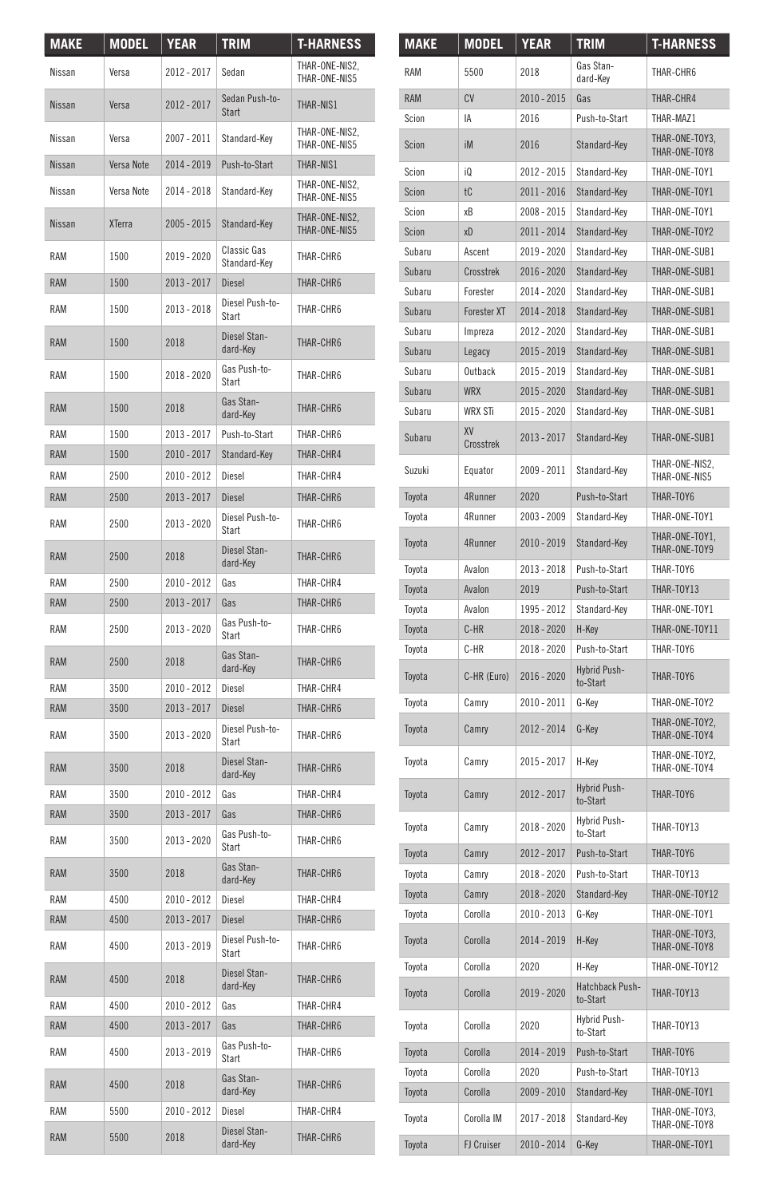| MAKE | MODEL | YEAR | TRIM | T-HARNESS |
|---|---|---|---|---|
| Nissan | Versa | 2012 - 2017 | Sedan | THAR-ONE-NIS2, THAR-ONE-NIS5 |
| Nissan | Versa | 2012 - 2017 | Sedan Push-to-Start | THAR-NIS1 |
| Nissan | Versa | 2007 - 2011 | Standard-Key | THAR-ONE-NIS2, THAR-ONE-NIS5 |
| Nissan | Versa Note | 2014 - 2019 | Push-to-Start | THAR-NIS1 |
| Nissan | Versa Note | 2014 - 2018 | Standard-Key | THAR-ONE-NIS2, THAR-ONE-NIS5 |
| Nissan | XTerra | 2005 - 2015 | Standard-Key | THAR-ONE-NIS2, THAR-ONE-NIS5 |
| RAM | 1500 | 2019 - 2020 | Classic Gas Standard-Key | THAR-CHR6 |
| RAM | 1500 | 2013 - 2017 | Diesel | THAR-CHR6 |
| RAM | 1500 | 2013 - 2018 | Diesel Push-to-Start | THAR-CHR6 |
| RAM | 1500 | 2018 | Diesel Standard-Key | THAR-CHR6 |
| RAM | 1500 | 2018 - 2020 | Gas Push-to-Start | THAR-CHR6 |
| RAM | 1500 | 2018 | Gas Standard-Key | THAR-CHR6 |
| RAM | 1500 | 2013 - 2017 | Push-to-Start | THAR-CHR6 |
| RAM | 1500 | 2010 - 2017 | Standard-Key | THAR-CHR4 |
| RAM | 2500 | 2010 - 2012 | Diesel | THAR-CHR4 |
| RAM | 2500 | 2013 - 2017 | Diesel | THAR-CHR6 |
| RAM | 2500 | 2013 - 2020 | Diesel Push-to-Start | THAR-CHR6 |
| RAM | 2500 | 2018 | Diesel Standard-Key | THAR-CHR6 |
| RAM | 2500 | 2010 - 2012 | Gas | THAR-CHR4 |
| RAM | 2500 | 2013 - 2017 | Gas | THAR-CHR6 |
| RAM | 2500 | 2013 - 2020 | Gas Push-to-Start | THAR-CHR6 |
| RAM | 2500 | 2018 | Gas Standard-Key | THAR-CHR6 |
| RAM | 3500 | 2010 - 2012 | Diesel | THAR-CHR4 |
| RAM | 3500 | 2013 - 2017 | Diesel | THAR-CHR6 |
| RAM | 3500 | 2013 - 2020 | Diesel Push-to-Start | THAR-CHR6 |
| RAM | 3500 | 2018 | Diesel Standard-Key | THAR-CHR6 |
| RAM | 3500 | 2010 - 2012 | Gas | THAR-CHR4 |
| RAM | 3500 | 2013 - 2017 | Gas | THAR-CHR6 |
| RAM | 3500 | 2013 - 2020 | Gas Push-to-Start | THAR-CHR6 |
| RAM | 3500 | 2018 | Gas Standard-Key | THAR-CHR6 |
| RAM | 4500 | 2010 - 2012 | Diesel | THAR-CHR4 |
| RAM | 4500 | 2013 - 2017 | Diesel | THAR-CHR6 |
| RAM | 4500 | 2013 - 2019 | Diesel Push-to-Start | THAR-CHR6 |
| RAM | 4500 | 2018 | Diesel Standard-Key | THAR-CHR6 |
| RAM | 4500 | 2010 - 2012 | Gas | THAR-CHR4 |
| RAM | 4500 | 2013 - 2017 | Gas | THAR-CHR6 |
| RAM | 4500 | 2013 - 2019 | Gas Push-to-Start | THAR-CHR6 |
| RAM | 4500 | 2018 | Gas Standard-Key | THAR-CHR6 |
| RAM | 5500 | 2010 - 2012 | Diesel | THAR-CHR4 |
| RAM | 5500 | 2018 | Diesel Standard-Key | THAR-CHR6 |
| RAM | 5500 | 2018 | Gas Standard-Key | THAR-CHR6 |
| RAM | CV | 2010 - 2015 | Gas | THAR-CHR4 |
| Scion | IA | 2016 | Push-to-Start | THAR-MAZ1 |
| Scion | iM | 2016 | Standard-Key | THAR-ONE-TOY3, THAR-ONE-TOY8 |
| Scion | iQ | 2012 - 2015 | Standard-Key | THAR-ONE-TOY1 |
| Scion | tC | 2011 - 2016 | Standard-Key | THAR-ONE-TOY1 |
| Scion | xB | 2008 - 2015 | Standard-Key | THAR-ONE-TOY1 |
| Scion | xD | 2011 - 2014 | Standard-Key | THAR-ONE-TOY2 |
| Subaru | Ascent | 2019 - 2020 | Standard-Key | THAR-ONE-SUB1 |
| Subaru | Crosstrek | 2016 - 2020 | Standard-Key | THAR-ONE-SUB1 |
| Subaru | Forester | 2014 - 2020 | Standard-Key | THAR-ONE-SUB1 |
| Subaru | Forester XT | 2014 - 2018 | Standard-Key | THAR-ONE-SUB1 |
| Subaru | Impreza | 2012 - 2020 | Standard-Key | THAR-ONE-SUB1 |
| Subaru | Legacy | 2015 - 2019 | Standard-Key | THAR-ONE-SUB1 |
| Subaru | Outback | 2015 - 2019 | Standard-Key | THAR-ONE-SUB1 |
| Subaru | WRX | 2015 - 2020 | Standard-Key | THAR-ONE-SUB1 |
| Subaru | WRX STi | 2015 - 2020 | Standard-Key | THAR-ONE-SUB1 |
| Subaru | XV Crosstrek | 2013 - 2017 | Standard-Key | THAR-ONE-SUB1 |
| Suzuki | Equator | 2009 - 2011 | Standard-Key | THAR-ONE-NIS2, THAR-ONE-NIS5 |
| Toyota | 4Runner | 2020 | Push-to-Start | THAR-TOY6 |
| Toyota | 4Runner | 2003 - 2009 | Standard-Key | THAR-ONE-TOY1 |
| Toyota | 4Runner | 2010 - 2019 | Standard-Key | THAR-ONE-TOY1, THAR-ONE-TOY9 |
| Toyota | Avalon | 2013 - 2018 | Push-to-Start | THAR-TOY6 |
| Toyota | Avalon | 2019 | Push-to-Start | THAR-TOY13 |
| Toyota | Avalon | 1995 - 2012 | Standard-Key | THAR-ONE-TOY1 |
| Toyota | C-HR | 2018 - 2020 | H-Key | THAR-ONE-TOY11 |
| Toyota | C-HR | 2018 - 2020 | Push-to-Start | THAR-TOY6 |
| Toyota | C-HR (Euro) | 2016 - 2020 | Hybrid Push-to-Start | THAR-TOY6 |
| Toyota | Camry | 2010 - 2011 | G-Key | THAR-ONE-TOY2 |
| Toyota | Camry | 2012 - 2014 | G-Key | THAR-ONE-TOY2, THAR-ONE-TOY4 |
| Toyota | Camry | 2015 - 2017 | H-Key | THAR-ONE-TOY2, THAR-ONE-TOY4 |
| Toyota | Camry | 2012 - 2017 | Hybrid Push-to-Start | THAR-TOY6 |
| Toyota | Camry | 2018 - 2020 | Hybrid Push-to-Start | THAR-TOY13 |
| Toyota | Camry | 2012 - 2017 | Push-to-Start | THAR-TOY6 |
| Toyota | Camry | 2018 - 2020 | Push-to-Start | THAR-TOY13 |
| Toyota | Camry | 2018 - 2020 | Standard-Key | THAR-ONE-TOY12 |
| Toyota | Corolla | 2010 - 2013 | G-Key | THAR-ONE-TOY1 |
| Toyota | Corolla | 2014 - 2019 | H-Key | THAR-ONE-TOY3, THAR-ONE-TOY8 |
| Toyota | Corolla | 2020 | H-Key | THAR-ONE-TOY12 |
| Toyota | Corolla | 2019 - 2020 | Hatchback Push-to-Start | THAR-TOY13 |
| Toyota | Corolla | 2020 | Hybrid Push-to-Start | THAR-TOY13 |
| Toyota | Corolla | 2014 - 2019 | Push-to-Start | THAR-TOY6 |
| Toyota | Corolla | 2020 | Push-to-Start | THAR-TOY13 |
| Toyota | Corolla | 2009 - 2010 | Standard-Key | THAR-ONE-TOY1 |
| Toyota | Corolla IM | 2017 - 2018 | Standard-Key | THAR-ONE-TOY3, THAR-ONE-TOY8 |
| Toyota | FJ Cruiser | 2010 - 2014 | G-Key | THAR-ONE-TOY1 |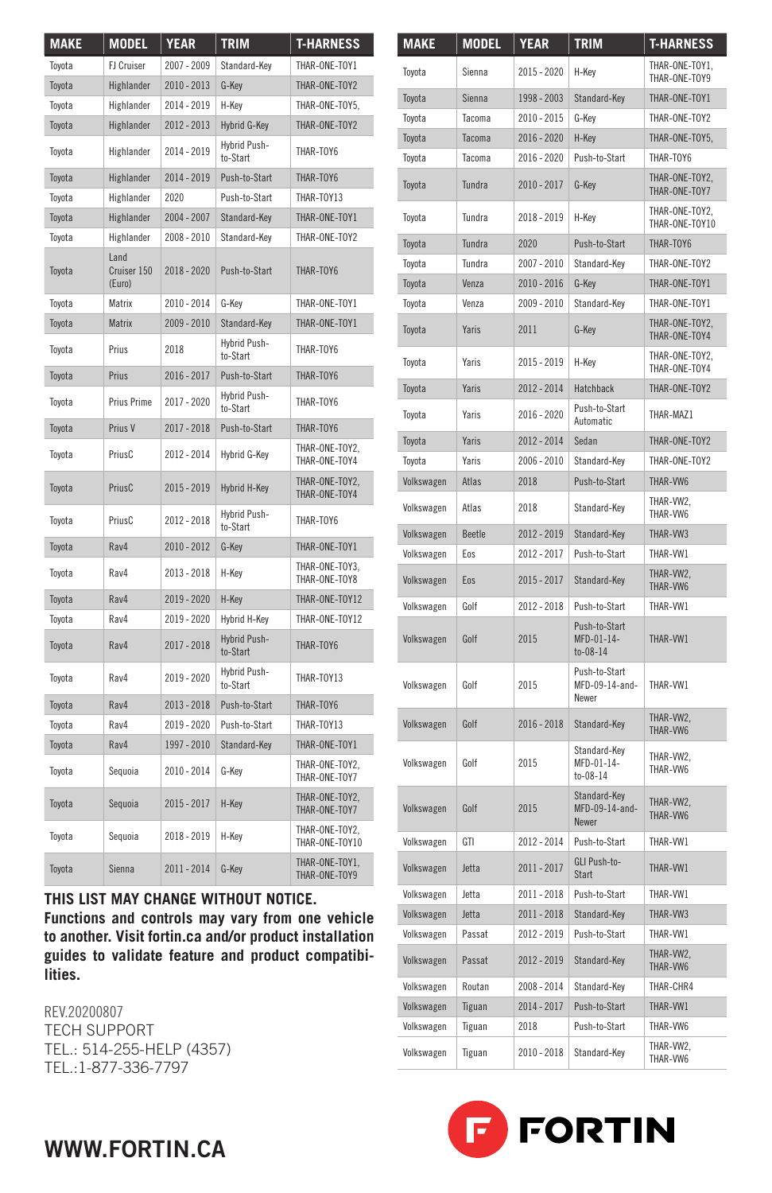| MAKE | MODEL | YEAR | TRIM | T-HARNESS |
|---|---|---|---|---|
| Toyota | FJ Cruiser | 2007 - 2009 | Standard-Key | THAR-ONE-TOY1 |
| Toyota | Highlander | 2010 - 2013 | G-Key | THAR-ONE-TOY2 |
| Toyota | Highlander | 2014 - 2019 | H-Key | THAR-ONE-TOY5, |
| Toyota | Highlander | 2012 - 2013 | Hybrid G-Key | THAR-ONE-TOY2 |
| Toyota | Highlander | 2014 - 2019 | Hybrid Push-to-Start | THAR-TOY6 |
| Toyota | Highlander | 2014 - 2019 | Push-to-Start | THAR-TOY6 |
| Toyota | Highlander | 2020 | Push-to-Start | THAR-TOY13 |
| Toyota | Highlander | 2004 - 2007 | Standard-Key | THAR-ONE-TOY1 |
| Toyota | Highlander | 2008 - 2010 | Standard-Key | THAR-ONE-TOY2 |
| Toyota | Land Cruiser 150 (Euro) | 2018 - 2020 | Push-to-Start | THAR-TOY6 |
| Toyota | Matrix | 2010 - 2014 | G-Key | THAR-ONE-TOY1 |
| Toyota | Matrix | 2009 - 2010 | Standard-Key | THAR-ONE-TOY1 |
| Toyota | Prius | 2018 | Hybrid Push-to-Start | THAR-TOY6 |
| Toyota | Prius | 2016 - 2017 | Push-to-Start | THAR-TOY6 |
| Toyota | Prius Prime | 2017 - 2020 | Hybrid Push-to-Start | THAR-TOY6 |
| Toyota | Prius V | 2017 - 2018 | Push-to-Start | THAR-TOY6 |
| Toyota | PriusC | 2012 - 2014 | Hybrid G-Key | THAR-ONE-TOY2, THAR-ONE-TOY4 |
| Toyota | PriusC | 2015 - 2019 | Hybrid H-Key | THAR-ONE-TOY2, THAR-ONE-TOY4 |
| Toyota | PriusC | 2012 - 2018 | Hybrid Push-to-Start | THAR-TOY6 |
| Toyota | Rav4 | 2010 - 2012 | G-Key | THAR-ONE-TOY1 |
| Toyota | Rav4 | 2013 - 2018 | H-Key | THAR-ONE-TOY3, THAR-ONE-TOY8 |
| Toyota | Rav4 | 2019 - 2020 | H-Key | THAR-ONE-TOY12 |
| Toyota | Rav4 | 2019 - 2020 | Hybrid H-Key | THAR-ONE-TOY12 |
| Toyota | Rav4 | 2017 - 2018 | Hybrid Push-to-Start | THAR-TOY6 |
| Toyota | Rav4 | 2019 - 2020 | Hybrid Push-to-Start | THAR-TOY13 |
| Toyota | Rav4 | 2013 - 2018 | Push-to-Start | THAR-TOY6 |
| Toyota | Rav4 | 2019 - 2020 | Push-to-Start | THAR-TOY13 |
| Toyota | Rav4 | 1997 - 2010 | Standard-Key | THAR-ONE-TOY1 |
| Toyota | Sequoia | 2010 - 2014 | G-Key | THAR-ONE-TOY2, THAR-ONE-TOY7 |
| Toyota | Sequoia | 2015 - 2017 | H-Key | THAR-ONE-TOY2, THAR-ONE-TOY7 |
| Toyota | Sequoia | 2018 - 2019 | H-Key | THAR-ONE-TOY2, THAR-ONE-TOY10 |
| Toyota | Sienna | 2011 - 2014 | G-Key | THAR-ONE-TOY1, THAR-ONE-TOY9 |
| Toyota | Sienna | 2015 - 2020 | H-Key | THAR-ONE-TOY1, THAR-ONE-TOY9 |
| Toyota | Sienna | 1998 - 2003 | Standard-Key | THAR-ONE-TOY1 |
| Toyota | Tacoma | 2010 - 2015 | G-Key | THAR-ONE-TOY2 |
| Toyota | Tacoma | 2016 - 2020 | H-Key | THAR-ONE-TOY5, |
| Toyota | Tacoma | 2016 - 2020 | Push-to-Start | THAR-TOY6 |
| Toyota | Tundra | 2010 - 2017 | G-Key | THAR-ONE-TOY2, THAR-ONE-TOY7 |
| Toyota | Tundra | 2018 - 2019 | H-Key | THAR-ONE-TOY2, THAR-ONE-TOY10 |
| Toyota | Tundra | 2020 | Push-to-Start | THAR-TOY6 |
| Toyota | Tundra | 2007 - 2010 | Standard-Key | THAR-ONE-TOY2 |
| Toyota | Venza | 2010 - 2016 | G-Key | THAR-ONE-TOY1 |
| Toyota | Venza | 2009 - 2010 | Standard-Key | THAR-ONE-TOY1 |
| Toyota | Yaris | 2011 | G-Key | THAR-ONE-TOY2, THAR-ONE-TOY4 |
| Toyota | Yaris | 2015 - 2019 | H-Key | THAR-ONE-TOY2, THAR-ONE-TOY4 |
| Toyota | Yaris | 2012 - 2014 | Hatchback | THAR-ONE-TOY2 |
| Toyota | Yaris | 2016 - 2020 | Push-to-Start Automatic | THAR-MAZ1 |
| Toyota | Yaris | 2012 - 2014 | Sedan | THAR-ONE-TOY2 |
| Toyota | Yaris | 2006 - 2010 | Standard-Key | THAR-ONE-TOY2 |
| Volkswagen | Atlas | 2018 | Push-to-Start | THAR-VW6 |
| Volkswagen | Atlas | 2018 | Standard-Key | THAR-VW2, THAR-VW6 |
| Volkswagen | Beetle | 2012 - 2019 | Standard-Key | THAR-VW3 |
| Volkswagen | Eos | 2012 - 2017 | Push-to-Start | THAR-VW1 |
| Volkswagen | Eos | 2015 - 2017 | Standard-Key | THAR-VW2, THAR-VW6 |
| Volkswagen | Golf | 2012 - 2018 | Push-to-Start | THAR-VW1 |
| Volkswagen | Golf | 2015 | Push-to-Start MFD-01-14-to-08-14 | THAR-VW1 |
| Volkswagen | Golf | 2015 | Push-to-Start MFD-09-14-and-Newer | THAR-VW1 |
| Volkswagen | Golf | 2016 - 2018 | Standard-Key | THAR-VW2, THAR-VW6 |
| Volkswagen | Golf | 2015 | Standard-Key MFD-01-14-to-08-14 | THAR-VW2, THAR-VW6 |
| Volkswagen | Golf | 2015 | Standard-Key MFD-09-14-and-Newer | THAR-VW2, THAR-VW6 |
| Volkswagen | GTI | 2012 - 2014 | Push-to-Start | THAR-VW1 |
| Volkswagen | Jetta | 2011 - 2017 | GLI Push-to-Start | THAR-VW1 |
| Volkswagen | Jetta | 2011 - 2018 | Push-to-Start | THAR-VW1 |
| Volkswagen | Jetta | 2011 - 2018 | Standard-Key | THAR-VW3 |
| Volkswagen | Passat | 2012 - 2019 | Push-to-Start | THAR-VW1 |
| Volkswagen | Passat | 2012 - 2019 | Standard-Key | THAR-VW2, THAR-VW6 |
| Volkswagen | Routan | 2008 - 2014 | Standard-Key | THAR-CHR4 |
| Volkswagen | Tiguan | 2014 - 2017 | Push-to-Start | THAR-VW1 |
| Volkswagen | Tiguan | 2018 | Push-to-Start | THAR-VW6 |
| Volkswagen | Tiguan | 2010 - 2018 | Standard-Key | THAR-VW2, THAR-VW6 |

**THIS LIST MAY CHANGE WITHOUT NOTICE.**
**Functions and controls may vary from one vehicle to another. Visit fortin.ca and/or product installation guides to validate feature and product compatibilities.**

REV.20200807
TECH SUPPORT
TEL.: 514-255-HELP (4357)
TEL.:1-877-336-7797

**WWW.FORTIN.CA**

FORTIN